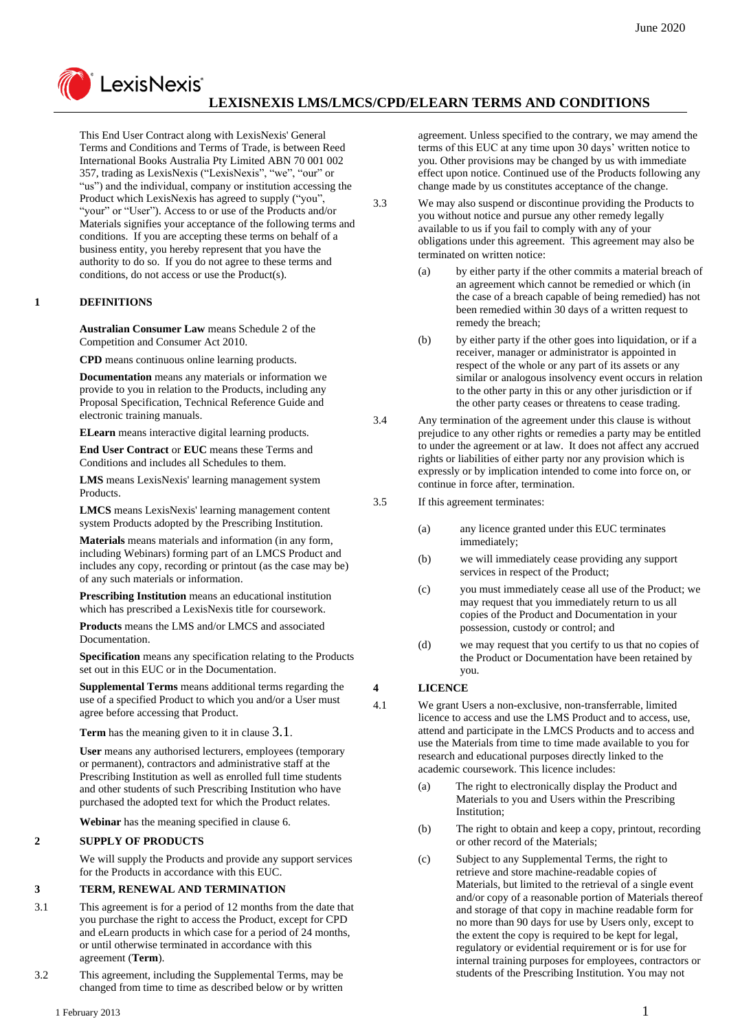June 2020

# LEXISNEXIS LMS/LMCS/CPD/ELEARN TERMS AND CONDITIONS

This End User Contract along with LexisNexis' General Terms and Conditions and Terms of Trade, is between Reed International Books Australia Pty Limited ABN 70 001 002 357, trading as LexisNexis ("LexisNexis", "we", "our" or "us") and the individual, company or institution accessing the Product which LexisNexis has agreed to supply ("you", "your" or "User"). Access to or use of the Products and/or Materials signifies your acceptance of the following terms and conditions. If you are accepting these terms on behalf of a business entity, you hereby represent that you have the authority to do so. If you do not agree to these terms and conditions, do not access or use the Product(s).

## 1 DEFINITIONS

**Australian Consumer Law** means Schedule 2 of the Competition and Consumer Act 2010.

**CPD** means continuous online learning products.

**Documentation** means any materials or information we provide to you in relation to the Products, including any Proposal Specification, Technical Reference Guide and electronic training manuals.

**ELearn** means interactive digital learning products.

**End User Contract** or **EUC** means these Terms and Conditions and includes all Schedules to them.

**LMS** means LexisNexis' learning management system Products.

**LMCS** means LexisNexis' learning management content system Products adopted by the Prescribing Institution.

**Materials** means materials and information (in any form, including Webinars) forming part of an LMCS Product and includes any copy, recording or printout (as the case may be) of any such materials or information.

**Prescribing Institution** means an educational institution which has prescribed a LexisNexis title for coursework.

**Products** means the LMS and/or LMCS and associated Documentation.

**Specification** means any specification relating to the Products set out in this EUC or in the Documentation.

**Supplemental Terms** means additional terms regarding the use of a specified Product to which you and/or a User must agree before accessing that Product.

**Term** has the meaning given to it in clause 3.1.

**User** means any authorised lecturers, employees (temporary or permanent), contractors and administrative staff at the Prescribing Institution as well as enrolled full time students and other students of such Prescribing Institution who have purchased the adopted text for which the Product relates.

**Webinar** has the meaning specified in clause 6.

## 2 SUPPLY OF PRODUCTS

We will supply the Products and provide any support services for the Products in accordance with this EUC.

## 3 TERM, RENEWAL AND TERMINATION

3.1 This agreement is for a period of 12 months from the date that you purchase the right to access the Product, except for CPD and eLearn products in which case for a period of 24 months, or until otherwise terminated in accordance with this agreement (**Term**).

3.2 This agreement, including the Supplemental Terms, may be changed from time to time as described below or by written agreement. Unless specified to the contrary, we may amend the terms of this EUC at any time upon 30 days' written notice to you. Other provisions may be changed by us with immediate effect upon notice. Continued use of the Products following any change made by us constitutes acceptance of the change.

3.3 We may also suspend or discontinue providing the Products to you without notice and pursue any other remedy legally available to us if you fail to comply with any of your obligations under this agreement. This agreement may also be terminated on written notice:

(a) by either party if the other commits a material breach of an agreement which cannot be remedied or which (in the case of a breach capable of being remedied) has not been remedied within 30 days of a written request to remedy the breach;

(b) by either party if the other goes into liquidation, or if a receiver, manager or administrator is appointed in respect of the whole or any part of its assets or any similar or analogous insolvency event occurs in relation to the other party in this or any other jurisdiction or if the other party ceases or threatens to cease trading.

3.4 Any termination of the agreement under this clause is without prejudice to any other rights or remedies a party may be entitled to under the agreement or at law. It does not affect any accrued rights or liabilities of either party nor any provision which is expressly or by implication intended to come into force on, or continue in force after, termination.

3.5 If this agreement terminates:

(a) any licence granted under this EUC terminates immediately;

(b) we will immediately cease providing any support services in respect of the Product;

(c) you must immediately cease all use of the Product; we may request that you immediately return to us all copies of the Product and Documentation in your possession, custody or control; and

(d) we may request that you certify to us that no copies of the Product or Documentation have been retained by you.

## 4 LICENCE

4.1 We grant Users a non-exclusive, non-transferrable, limited licence to access and use the LMS Product and to access, use, attend and participate in the LMCS Products and to access and use the Materials from time to time made available to you for research and educational purposes directly linked to the academic coursework. This licence includes:

(a) The right to electronically display the Product and Materials to you and Users within the Prescribing Institution;

(b) The right to obtain and keep a copy, printout, recording or other record of the Materials;

(c) Subject to any Supplemental Terms, the right to retrieve and store machine-readable copies of Materials, but limited to the retrieval of a single event and/or copy of a reasonable portion of Materials thereof and storage of that copy in machine readable form for no more than 90 days for use by Users only, except to the extent the copy is required to be kept for legal, regulatory or evidential requirement or is for use for internal training purposes for employees, contractors or students of the Prescribing Institution. You may not

1 February 2013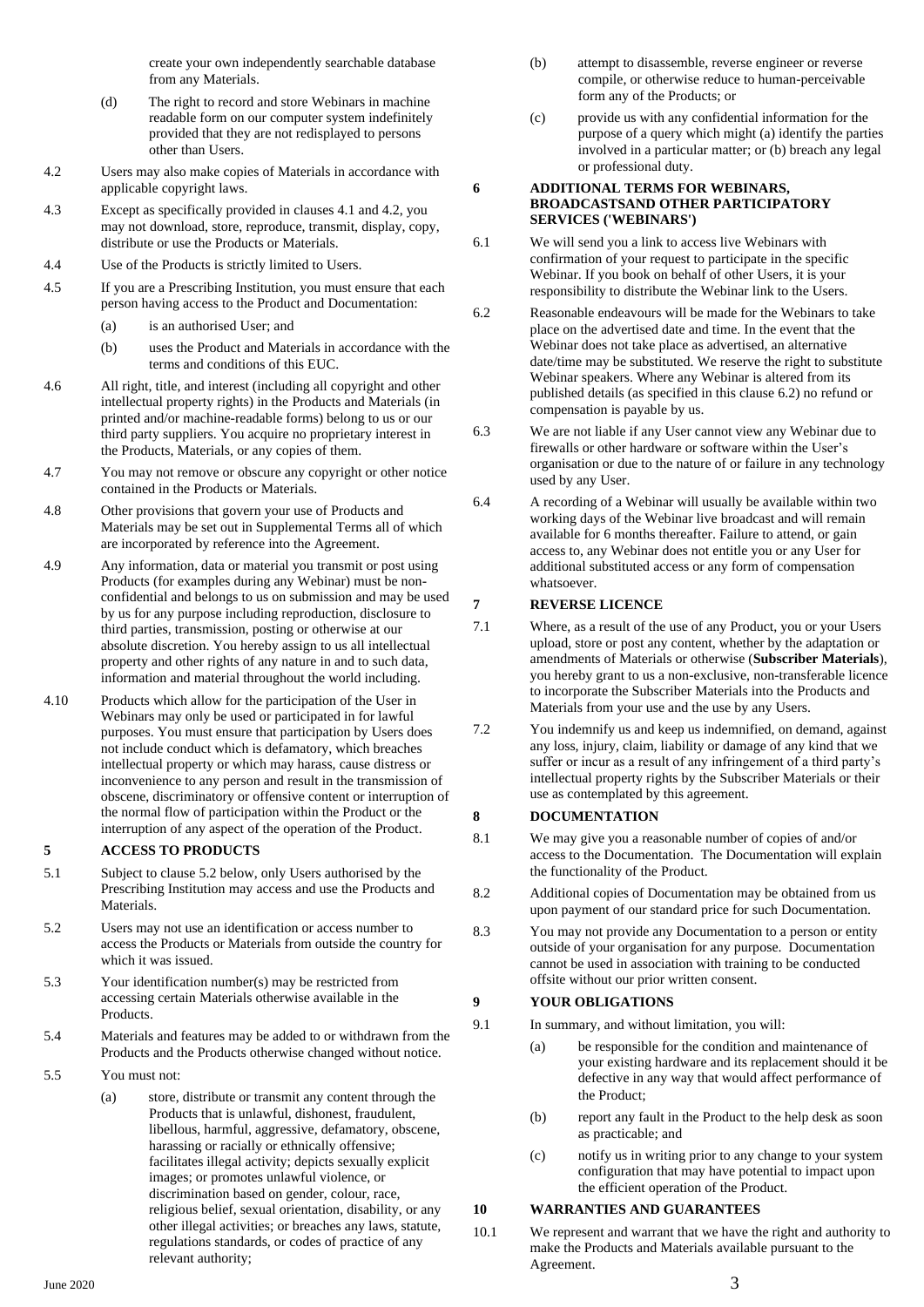create your own independently searchable database from any Materials.

(d) The right to record and store Webinars in machine readable form on our computer system indefinitely provided that they are not redisplayed to persons other than Users.

4.2 Users may also make copies of Materials in accordance with applicable copyright laws.

4.3 Except as specifically provided in clauses 4.1 and 4.2, you may not download, store, reproduce, transmit, display, copy, distribute or use the Products or Materials.

4.4 Use of the Products is strictly limited to Users.

4.5 If you are a Prescribing Institution, you must ensure that each person having access to the Product and Documentation:

(a) is an authorised User; and

(b) uses the Product and Materials in accordance with the terms and conditions of this EUC.

4.6 All right, title, and interest (including all copyright and other intellectual property rights) in the Products and Materials (in printed and/or machine-readable forms) belong to us or our third party suppliers. You acquire no proprietary interest in the Products, Materials, or any copies of them.

4.7 You may not remove or obscure any copyright or other notice contained in the Products or Materials.

4.8 Other provisions that govern your use of Products and Materials may be set out in Supplemental Terms all of which are incorporated by reference into the Agreement.

4.9 Any information, data or material you transmit or post using Products (for examples during any Webinar) must be non-confidential and belongs to us on submission and may be used by us for any purpose including reproduction, disclosure to third parties, transmission, posting or otherwise at our absolute discretion. You hereby assign to us all intellectual property and other rights of any nature in and to such data, information and material throughout the world including.

4.10 Products which allow for the participation of the User in Webinars may only be used or participated in for lawful purposes. You must ensure that participation by Users does not include conduct which is defamatory, which breaches intellectual property or which may harass, cause distress or inconvenience to any person and result in the transmission of obscene, discriminatory or offensive content or interruption of the normal flow of participation within the Product or the interruption of any aspect of the operation of the Product.

## 5 ACCESS TO PRODUCTS

5.1 Subject to clause 5.2 below, only Users authorised by the Prescribing Institution may access and use the Products and Materials.

5.2 Users may not use an identification or access number to access the Products or Materials from outside the country for which it was issued.

5.3 Your identification number(s) may be restricted from accessing certain Materials otherwise available in the Products.

5.4 Materials and features may be added to or withdrawn from the Products and the Products otherwise changed without notice.

5.5 You must not:

(a) store, distribute or transmit any content through the Products that is unlawful, dishonest, fraudulent, libellous, harmful, aggressive, defamatory, obscene, harassing or racially or ethnically offensive; facilitates illegal activity; depicts sexually explicit images; or promotes unlawful violence, or discrimination based on gender, colour, race, religious belief, sexual orientation, disability, or any other illegal activities; or breaches any laws, statute, regulations standards, or codes of practice of any relevant authority;

(b) attempt to disassemble, reverse engineer or reverse compile, or otherwise reduce to human-perceivable form any of the Products; or

(c) provide us with any confidential information for the purpose of a query which might (a) identify the parties involved in a particular matter; or (b) breach any legal or professional duty.

## 6 ADDITIONAL TERMS FOR WEBINARS, BROADCASTSAND OTHER PARTICIPATORY SERVICES ('WEBINARS')

6.1 We will send you a link to access live Webinars with confirmation of your request to participate in the specific Webinar. If you book on behalf of other Users, it is your responsibility to distribute the Webinar link to the Users.

6.2 Reasonable endeavours will be made for the Webinars to take place on the advertised date and time. In the event that the Webinar does not take place as advertised, an alternative date/time may be substituted. We reserve the right to substitute Webinar speakers. Where any Webinar is altered from its published details (as specified in this clause 6.2) no refund or compensation is payable by us.

6.3 We are not liable if any User cannot view any Webinar due to firewalls or other hardware or software within the User's organisation or due to the nature of or failure in any technology used by any User.

6.4 A recording of a Webinar will usually be available within two working days of the Webinar live broadcast and will remain available for 6 months thereafter. Failure to attend, or gain access to, any Webinar does not entitle you or any User for additional substituted access or any form of compensation whatsoever.

## 7 REVERSE LICENCE

7.1 Where, as a result of the use of any Product, you or your Users upload, store or post any content, whether by the adaptation or amendments of Materials or otherwise (**Subscriber Materials**), you hereby grant to us a non-exclusive, non-transferable licence to incorporate the Subscriber Materials into the Products and Materials from your use and the use by any Users.

7.2 You indemnify us and keep us indemnified, on demand, against any loss, injury, claim, liability or damage of any kind that we suffer or incur as a result of any infringement of a third party's intellectual property rights by the Subscriber Materials or their use as contemplated by this agreement.

## 8 DOCUMENTATION

8.1 We may give you a reasonable number of copies of and/or access to the Documentation. The Documentation will explain the functionality of the Product.

8.2 Additional copies of Documentation may be obtained from us upon payment of our standard price for such Documentation.

8.3 You may not provide any Documentation to a person or entity outside of your organisation for any purpose. Documentation cannot be used in association with training to be conducted offsite without our prior written consent.

## 9 YOUR OBLIGATIONS

9.1 In summary, and without limitation, you will:

(a) be responsible for the condition and maintenance of your existing hardware and its replacement should it be defective in any way that would affect performance of the Product;

(b) report any fault in the Product to the help desk as soon as practicable; and

(c) notify us in writing prior to any change to your system configuration that may have potential to impact upon the efficient operation of the Product.

## 10 WARRANTIES AND GUARANTEES

10.1 We represent and warrant that we have the right and authority to make the Products and Materials available pursuant to the Agreement.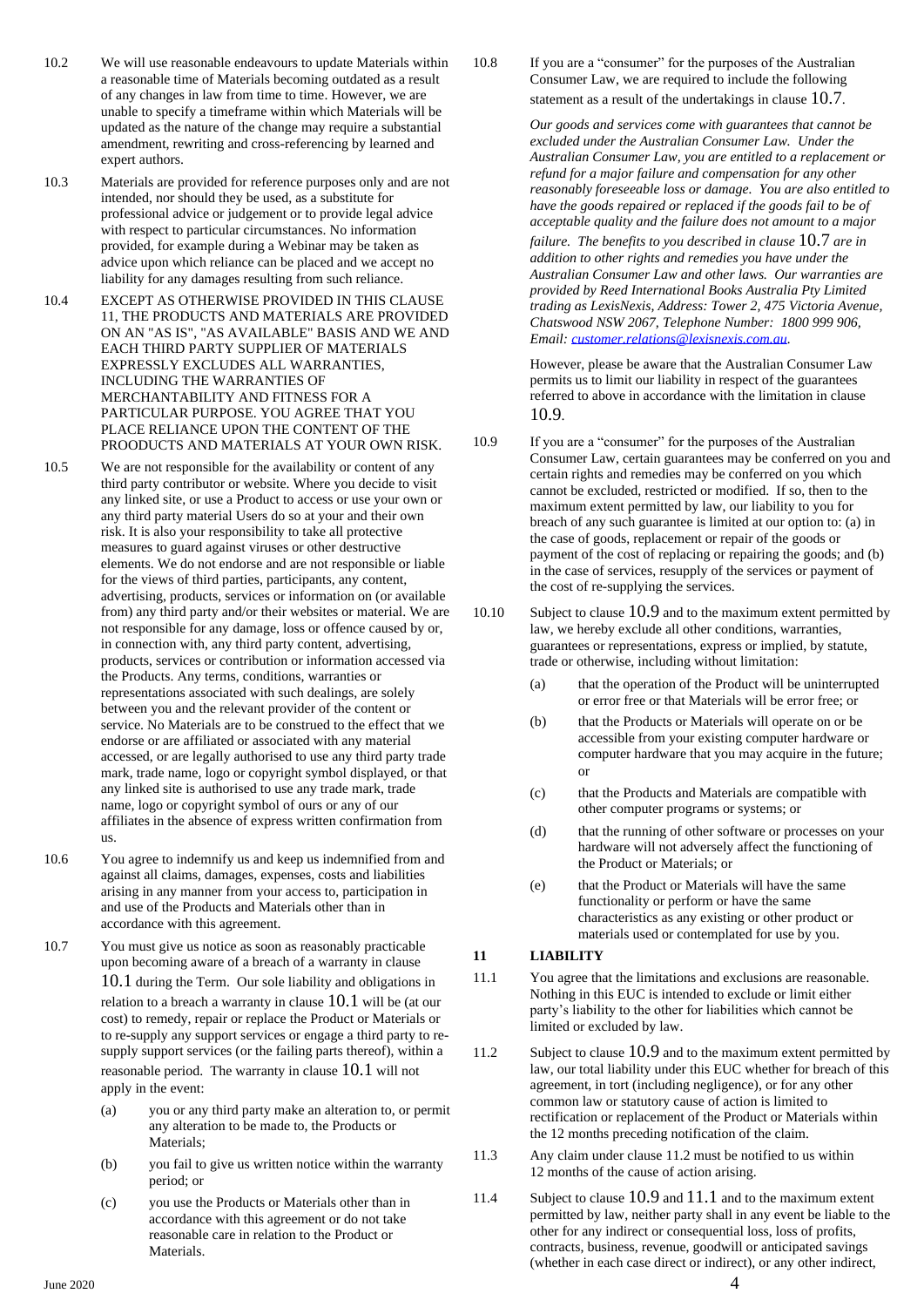10.2 We will use reasonable endeavours to update Materials within a reasonable time of Materials becoming outdated as a result of any changes in law from time to time. However, we are unable to specify a timeframe within which Materials will be updated as the nature of the change may require a substantial amendment, rewriting and cross-referencing by learned and expert authors.

10.3 Materials are provided for reference purposes only and are not intended, nor should they be used, as a substitute for professional advice or judgement or to provide legal advice with respect to particular circumstances. No information provided, for example during a Webinar may be taken as advice upon which reliance can be placed and we accept no liability for any damages resulting from such reliance.

10.4 EXCEPT AS OTHERWISE PROVIDED IN THIS CLAUSE 11, THE PRODUCTS AND MATERIALS ARE PROVIDED ON AN "AS IS", "AS AVAILABLE" BASIS AND WE AND EACH THIRD PARTY SUPPLIER OF MATERIALS EXPRESSLY EXCLUDES ALL WARRANTIES, INCLUDING THE WARRANTIES OF MERCHANTABILITY AND FITNESS FOR A PARTICULAR PURPOSE. YOU AGREE THAT YOU PLACE RELIANCE UPON THE CONTENT OF THE PROODUCTS AND MATERIALS AT YOUR OWN RISK.

10.5 We are not responsible for the availability or content of any third party contributor or website. Where you decide to visit any linked site, or use a Product to access or use your own or any third party material Users do so at your and their own risk. It is also your responsibility to take all protective measures to guard against viruses or other destructive elements. We do not endorse and are not responsible or liable for the views of third parties, participants, any content, advertising, products, services or information on (or available from) any third party and/or their websites or material. We are not responsible for any damage, loss or offence caused by or, in connection with, any third party content, advertising, products, services or contribution or information accessed via the Products. Any terms, conditions, warranties or representations associated with such dealings, are solely between you and the relevant provider of the content or service. No Materials are to be construed to the effect that we endorse or are affiliated or associated with any material accessed, or are legally authorised to use any third party trade mark, trade name, logo or copyright symbol displayed, or that any linked site is authorised to use any trade mark, trade name, logo or copyright symbol of ours or any of our affiliates in the absence of express written confirmation from us.

10.6 You agree to indemnify us and keep us indemnified from and against all claims, damages, expenses, costs and liabilities arising in any manner from your access to, participation in and use of the Products and Materials other than in accordance with this agreement.

10.7 You must give us notice as soon as reasonably practicable upon becoming aware of a breach of a warranty in clause 10.1 during the Term. Our sole liability and obligations in relation to a breach a warranty in clause 10.1 will be (at our cost) to remedy, repair or replace the Product or Materials or to re-supply any support services or engage a third party to re-supply support services (or the failing parts thereof), within a reasonable period. The warranty in clause 10.1 will not apply in the event:

(a) you or any third party make an alteration to, or permit any alteration to be made to, the Products or Materials;

(b) you fail to give us written notice within the warranty period; or

(c) you use the Products or Materials other than in accordance with this agreement or do not take reasonable care in relation to the Product or Materials.

10.8 If you are a "consumer" for the purposes of the Australian Consumer Law, we are required to include the following statement as a result of the undertakings in clause 10.7.

*Our goods and services come with guarantees that cannot be excluded under the Australian Consumer Law. Under the Australian Consumer Law, you are entitled to a replacement or refund for a major failure and compensation for any other reasonably foreseeable loss or damage. You are also entitled to have the goods repaired or replaced if the goods fail to be of acceptable quality and the failure does not amount to a major failure. The benefits to you described in clause 10.7 are in addition to other rights and remedies you have under the Australian Consumer Law and other laws. Our warranties are provided by Reed International Books Australia Pty Limited trading as LexisNexis, Address: Tower 2, 475 Victoria Avenue, Chatswood NSW 2067, Telephone Number: 1800 999 906, Email: customer.relations@lexisnexis.com.au.*

However, please be aware that the Australian Consumer Law permits us to limit our liability in respect of the guarantees referred to above in accordance with the limitation in clause 10.9.

10.9 If you are a "consumer" for the purposes of the Australian Consumer Law, certain guarantees may be conferred on you and certain rights and remedies may be conferred on you which cannot be excluded, restricted or modified. If so, then to the maximum extent permitted by law, our liability to you for breach of any such guarantee is limited at our option to: (a) in the case of goods, replacement or repair of the goods or payment of the cost of replacing or repairing the goods; and (b) in the case of services, resupply of the services or payment of the cost of re-supplying the services.

10.10 Subject to clause 10.9 and to the maximum extent permitted by law, we hereby exclude all other conditions, warranties, guarantees or representations, express or implied, by statute, trade or otherwise, including without limitation:

(a) that the operation of the Product will be uninterrupted or error free or that Materials will be error free; or

(b) that the Products or Materials will operate on or be accessible from your existing computer hardware or computer hardware that you may acquire in the future; or

(c) that the Products and Materials are compatible with other computer programs or systems; or

(d) that the running of other software or processes on your hardware will not adversely affect the functioning of the Product or Materials; or

(e) that the Product or Materials will have the same functionality or perform or have the same characteristics as any existing or other product or materials used or contemplated for use by you.

## 11 LIABILITY

11.1 You agree that the limitations and exclusions are reasonable. Nothing in this EUC is intended to exclude or limit either party's liability to the other for liabilities which cannot be limited or excluded by law.

11.2 Subject to clause 10.9 and to the maximum extent permitted by law, our total liability under this EUC whether for breach of this agreement, in tort (including negligence), or for any other common law or statutory cause of action is limited to rectification or replacement of the Product or Materials within the 12 months preceding notification of the claim.

11.3 Any claim under clause 11.2 must be notified to us within 12 months of the cause of action arising.

11.4 Subject to clause 10.9 and 11.1 and to the maximum extent permitted by law, neither party shall in any event be liable to the other for any indirect or consequential loss, loss of profits, contracts, business, revenue, goodwill or anticipated savings (whether in each case direct or indirect), or any other indirect,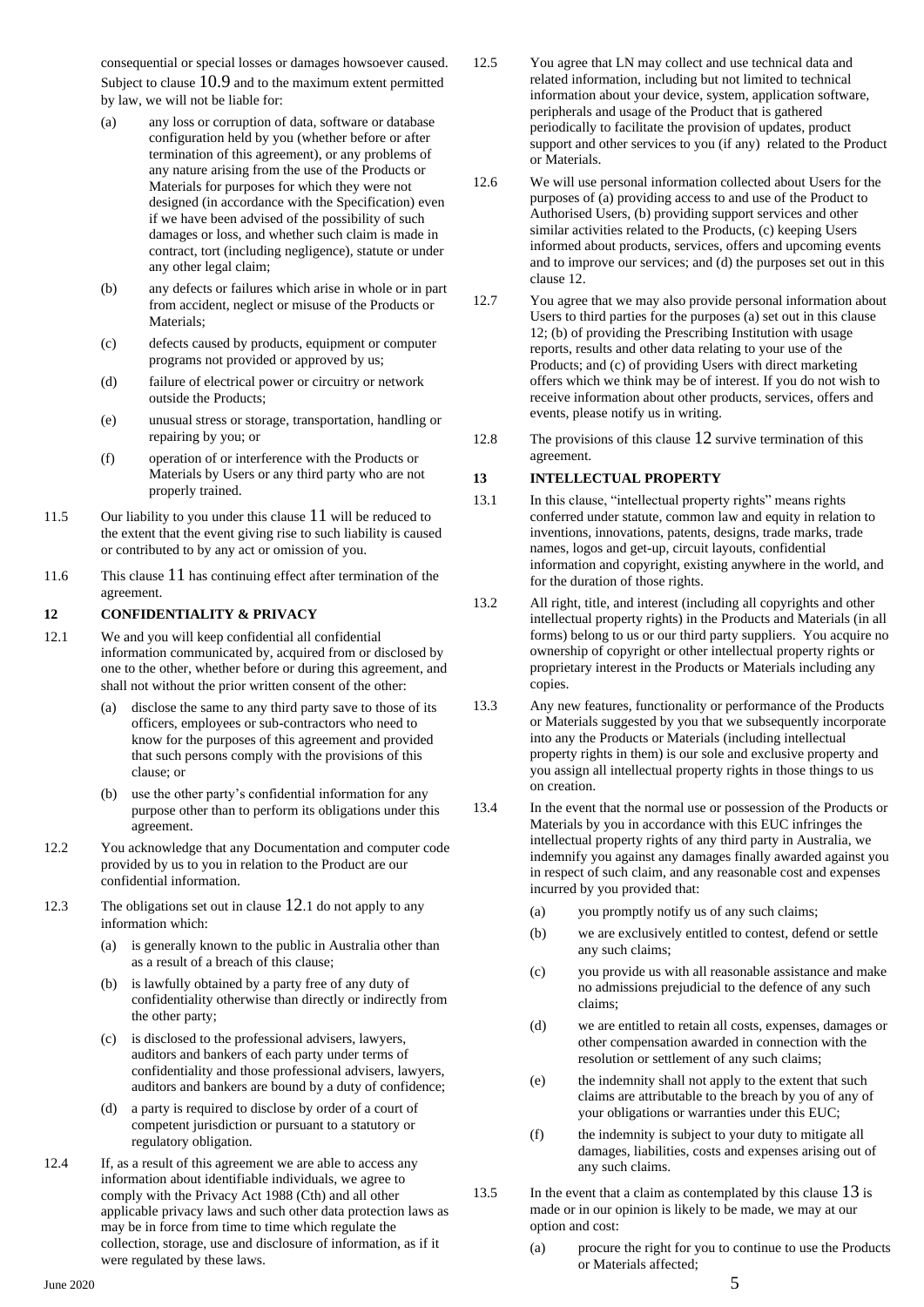consequential or special losses or damages howsoever caused. Subject to clause 10.9 and to the maximum extent permitted by law, we will not be liable for:

(a) any loss or corruption of data, software or database configuration held by you (whether before or after termination of this agreement), or any problems of any nature arising from the use of the Products or Materials for purposes for which they were not designed (in accordance with the Specification) even if we have been advised of the possibility of such damages or loss, and whether such claim is made in contract, tort (including negligence), statute or under any other legal claim;

(b) any defects or failures which arise in whole or in part from accident, neglect or misuse of the Products or Materials;

(c) defects caused by products, equipment or computer programs not provided or approved by us;

(d) failure of electrical power or circuitry or network outside the Products;

(e) unusual stress or storage, transportation, handling or repairing by you; or

(f) operation of or interference with the Products or Materials by Users or any third party who are not properly trained.

11.5 Our liability to you under this clause 11 will be reduced to the extent that the event giving rise to such liability is caused or contributed to by any act or omission of you.

11.6 This clause 11 has continuing effect after termination of the agreement.

## 12 CONFIDENTIALITY & PRIVACY

12.1 We and you will keep confidential all confidential information communicated by, acquired from or disclosed by one to the other, whether before or during this agreement, and shall not without the prior written consent of the other:

(a) disclose the same to any third party save to those of its officers, employees or sub-contractors who need to know for the purposes of this agreement and provided that such persons comply with the provisions of this clause; or

(b) use the other party's confidential information for any purpose other than to perform its obligations under this agreement.

12.2 You acknowledge that any Documentation and computer code provided by us to you in relation to the Product are our confidential information.

12.3 The obligations set out in clause 12.1 do not apply to any information which:

(a) is generally known to the public in Australia other than as a result of a breach of this clause;

(b) is lawfully obtained by a party free of any duty of confidentiality otherwise than directly or indirectly from the other party;

(c) is disclosed to the professional advisers, lawyers, auditors and bankers of each party under terms of confidentiality and those professional advisers, lawyers, auditors and bankers are bound by a duty of confidence;

(d) a party is required to disclose by order of a court of competent jurisdiction or pursuant to a statutory or regulatory obligation.

12.4 If, as a result of this agreement we are able to access any information about identifiable individuals, we agree to comply with the Privacy Act 1988 (Cth) and all other applicable privacy laws and such other data protection laws as may be in force from time to time which regulate the collection, storage, use and disclosure of information, as if it were regulated by these laws.

12.5 You agree that LN may collect and use technical data and related information, including but not limited to technical information about your device, system, application software, peripherals and usage of the Product that is gathered periodically to facilitate the provision of updates, product support and other services to you (if any) related to the Product or Materials.

12.6 We will use personal information collected about Users for the purposes of (a) providing access to and use of the Product to Authorised Users, (b) providing support services and other similar activities related to the Products, (c) keeping Users informed about products, services, offers and upcoming events and to improve our services; and (d) the purposes set out in this clause 12.

12.7 You agree that we may also provide personal information about Users to third parties for the purposes (a) set out in this clause 12; (b) of providing the Prescribing Institution with usage reports, results and other data relating to your use of the Products; and (c) of providing Users with direct marketing offers which we think may be of interest. If you do not wish to receive information about other products, services, offers and events, please notify us in writing.

12.8 The provisions of this clause 12 survive termination of this agreement.

## 13 INTELLECTUAL PROPERTY

13.1 In this clause, "intellectual property rights" means rights conferred under statute, common law and equity in relation to inventions, innovations, patents, designs, trade marks, trade names, logos and get-up, circuit layouts, confidential information and copyright, existing anywhere in the world, and for the duration of those rights.

13.2 All right, title, and interest (including all copyrights and other intellectual property rights) in the Products and Materials (in all forms) belong to us or our third party suppliers. You acquire no ownership of copyright or other intellectual property rights or proprietary interest in the Products or Materials including any copies.

13.3 Any new features, functionality or performance of the Products or Materials suggested by you that we subsequently incorporate into any the Products or Materials (including intellectual property rights in them) is our sole and exclusive property and you assign all intellectual property rights in those things to us on creation.

13.4 In the event that the normal use or possession of the Products or Materials by you in accordance with this EUC infringes the intellectual property rights of any third party in Australia, we indemnify you against any damages finally awarded against you in respect of such claim, and any reasonable cost and expenses incurred by you provided that:

(a) you promptly notify us of any such claims;

(b) we are exclusively entitled to contest, defend or settle any such claims;

(c) you provide us with all reasonable assistance and make no admissions prejudicial to the defence of any such claims;

(d) we are entitled to retain all costs, expenses, damages or other compensation awarded in connection with the resolution or settlement of any such claims;

(e) the indemnity shall not apply to the extent that such claims are attributable to the breach by you of any of your obligations or warranties under this EUC;

(f) the indemnity is subject to your duty to mitigate all damages, liabilities, costs and expenses arising out of any such claims.

13.5 In the event that a claim as contemplated by this clause 13 is made or in our opinion is likely to be made, we may at our option and cost:

(a) procure the right for you to continue to use the Products or Materials affected;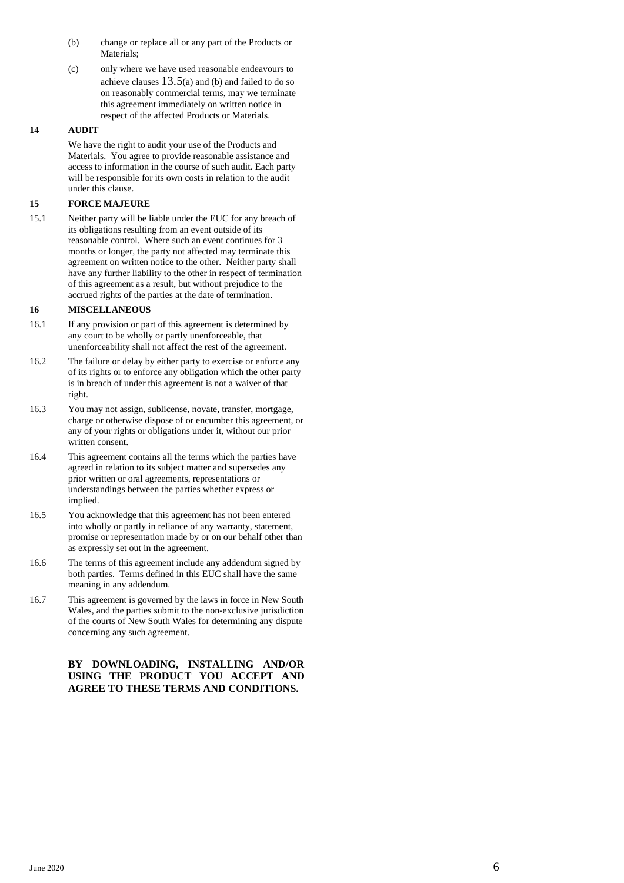(b) change or replace all or any part of the Products or Materials;

(c) only where we have used reasonable endeavours to achieve clauses 13.5(a) and (b) and failed to do so on reasonably commercial terms, may we terminate this agreement immediately on written notice in respect of the affected Products or Materials.

**14 AUDIT**

We have the right to audit your use of the Products and Materials. You agree to provide reasonable assistance and access to information in the course of such audit. Each party will be responsible for its own costs in relation to the audit under this clause.

**15 FORCE MAJEURE**

15.1 Neither party will be liable under the EUC for any breach of its obligations resulting from an event outside of its reasonable control. Where such an event continues for 3 months or longer, the party not affected may terminate this agreement on written notice to the other. Neither party shall have any further liability to the other in respect of termination of this agreement as a result, but without prejudice to the accrued rights of the parties at the date of termination.

**16 MISCELLANEOUS**

16.1 If any provision or part of this agreement is determined by any court to be wholly or partly unenforceable, that unenforceability shall not affect the rest of the agreement.

16.2 The failure or delay by either party to exercise or enforce any of its rights or to enforce any obligation which the other party is in breach of under this agreement is not a waiver of that right.

16.3 You may not assign, sublicense, novate, transfer, mortgage, charge or otherwise dispose of or encumber this agreement, or any of your rights or obligations under it, without our prior written consent.

16.4 This agreement contains all the terms which the parties have agreed in relation to its subject matter and supersedes any prior written or oral agreements, representations or understandings between the parties whether express or implied.

16.5 You acknowledge that this agreement has not been entered into wholly or partly in reliance of any warranty, statement, promise or representation made by or on our behalf other than as expressly set out in the agreement.

16.6 The terms of this agreement include any addendum signed by both parties. Terms defined in this EUC shall have the same meaning in any addendum.

16.7 This agreement is governed by the laws in force in New South Wales, and the parties submit to the non-exclusive jurisdiction of the courts of New South Wales for determining any dispute concerning any such agreement.

**BY DOWNLOADING, INSTALLING AND/OR USING THE PRODUCT YOU ACCEPT AND AGREE TO THESE TERMS AND CONDITIONS.**

June 2020